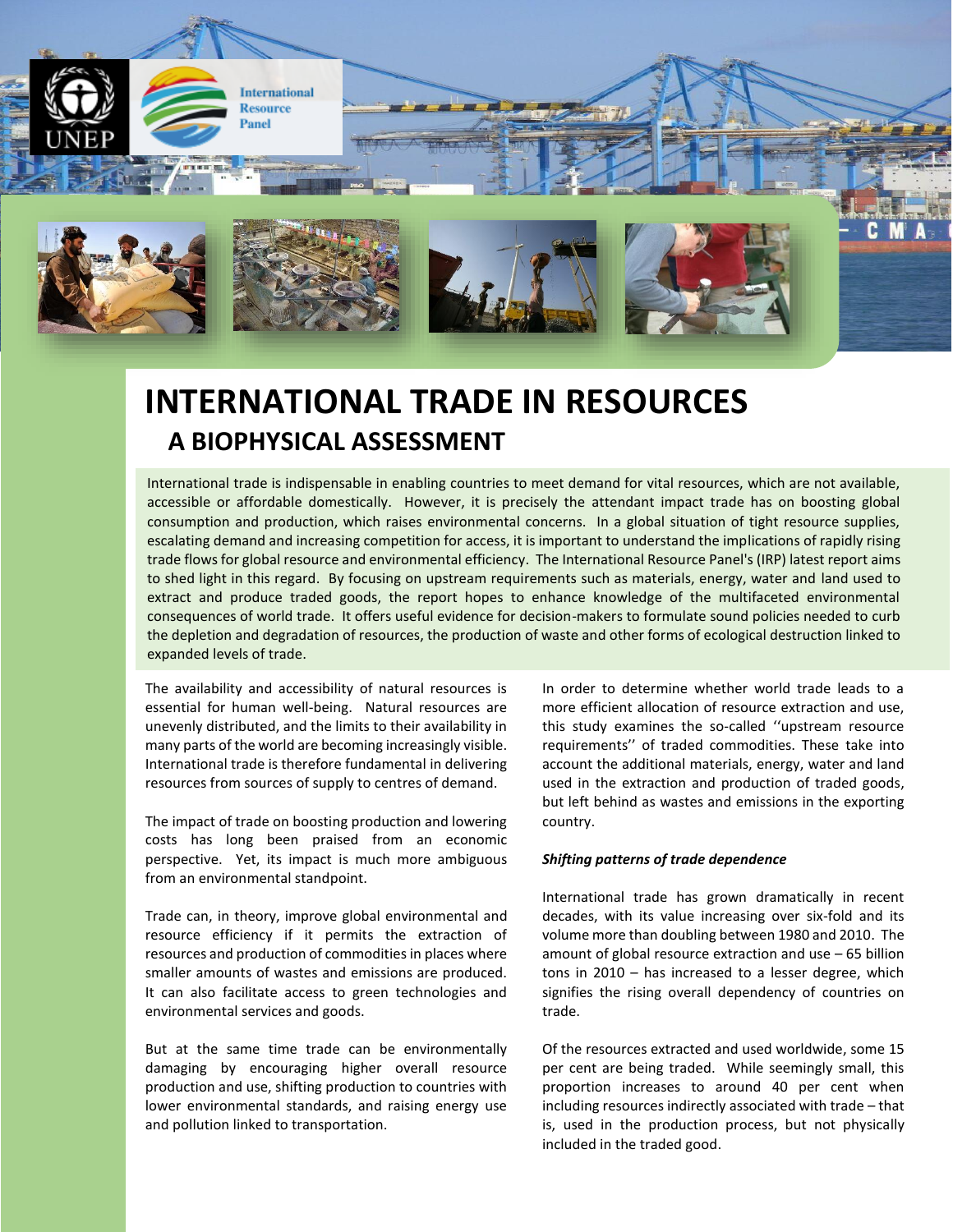# INTERNATIONAL TRADE IN RESOURCES

## A BIOPHYSICAL ASSESSMENT

International trade is indispensable in enabling countries to meet demand for vital resources, which are not available, accessible or affordable domestically. However, it is precisely the attendant impact trade has on boosting global consumption and production, which raises environmental concerns. In a global situation of tight resource supplies, escalating demand and increasing competition for access, it is important to understand the implications of rapidly rising trade flows for global resource and environmental efficiency. The International Resource Panel's (IRP) latest report aims to shed light in this regard. By focusing on upstream requirements such as materials, energy, water and land used to extract and produce traded goods, the report hopes to enhance knowledge of the multifaceted environmental consequences of world trade. It offers useful evidence for decision-makers to formulate sound policies needed to curb the depletion and degradation of resources, the production of waste and other forms of ecological destruction linked to expanded levels of trade.

The availability and accessibility of natural resources is essential for human well-being. Natural resources are unevenly distributed, and the limits to their availability in many parts of the world are becoming increasingly visible. International trade is therefore fundamental in delivering resources from sources of supply to centres of demand.

The impact of trade on boosting production and lowering costs has long been praised from an economic perspective. Yet, its impact is much more ambiguous from an environmental standpoint.

Trade can, in theory, improve global environmental and resource efficiency if it permits the extraction of resources and production of commodities in places where smaller amounts of wastes and emissions are produced. It can also facilitate access to green technologies and environmental services and goods.

But at the same time trade can be environmentally damaging by encouraging higher overall resource production and use, shifting production to countries with lower environmental standards, and raising energy use and pollution linked to transportation.

In order to determine whether world trade leads to a more efficient allocation of resource extraction and use, this study examines the so-called ''upstream resource requirements'' of traded commodities. These take into account the additional materials, energy, water and land used in the extraction and production of traded goods, but left behind as wastes and emissions in the exporting country.

### *Shifting patterns of trade dependence*

International trade has grown dramatically in recent decades, with its value increasing over six-fold and its volume more than doubling between 1980 and 2010. The amount of global resource extraction and use – 65 billion tons in 2010 – has increased to a lesser degree, which signifies the rising overall dependency of countries on trade.

Of the resources extracted and used worldwide, some 15 per cent are being traded. While seemingly small, this proportion increases to around 40 per cent when including resources indirectly associated with trade – that is, used in the production process, but not physically included in the traded good.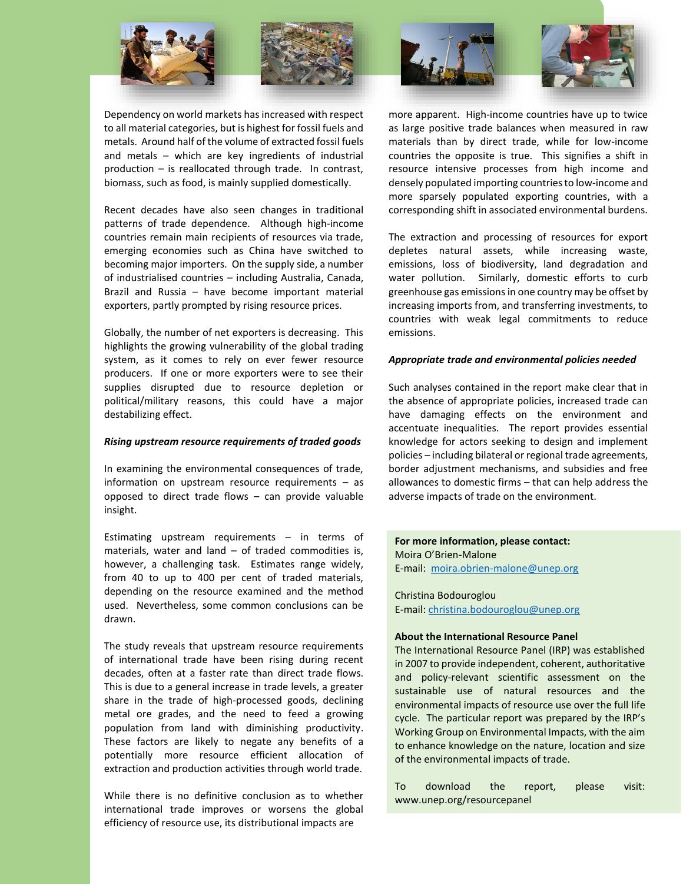Dependency on world markets has increased with respect to all material categories, but is highest for fossil fuels and metals. Around half of the volume of extracted fossil fuels and metals – which are key ingredients of industrial production – is reallocated through trade. In contrast, biomass, such as food, is mainly supplied domestically.

Recent decades have also seen changes in traditional patterns of trade dependence. Although high-income countries remain main recipients of resources via trade, emerging economies such as China have switched to becoming major importers. On the supply side, a number of industrialised countries – including Australia, Canada, Brazil and Russia – have become important material exporters, partly prompted by rising resource prices.

Globally, the number of net exporters is decreasing. This highlights the growing vulnerability of the global trading system, as it comes to rely on ever fewer resource producers. If one or more exporters were to see their supplies disrupted due to resource depletion or political/military reasons, this could have a major destabilizing effect.

***Rising upstream resource requirements of traded goods***

In examining the environmental consequences of trade, information on upstream resource requirements – as opposed to direct trade flows – can provide valuable insight.

Estimating upstream requirements – in terms of materials, water and land – of traded commodities is, however, a challenging task. Estimates range widely, from 40 to up to 400 per cent of traded materials, depending on the resource examined and the method used. Nevertheless, some common conclusions can be drawn.

The study reveals that upstream resource requirements of international trade have been rising during recent decades, often at a faster rate than direct trade flows. This is due to a general increase in trade levels, a greater share in the trade of high-processed goods, declining metal ore grades, and the need to feed a growing population from land with diminishing productivity. These factors are likely to negate any benefits of a potentially more resource efficient allocation of extraction and production activities through world trade.

While there is no definitive conclusion as to whether international trade improves or worsens the global efficiency of resource use, its distributional impacts are more apparent. High-income countries have up to twice as large positive trade balances when measured in raw materials than by direct trade, while for low-income countries the opposite is true. This signifies a shift in resource intensive processes from high income and densely populated importing countries to low-income and more sparsely populated exporting countries, with a corresponding shift in associated environmental burdens.

The extraction and processing of resources for export depletes natural assets, while increasing waste, emissions, loss of biodiversity, land degradation and water pollution. Similarly, domestic efforts to curb greenhouse gas emissions in one country may be offset by increasing imports from, and transferring investments, to countries with weak legal commitments to reduce emissions.

***Appropriate trade and environmental policies needed***

Such analyses contained in the report make clear that in the absence of appropriate policies, increased trade can have damaging effects on the environment and accentuate inequalities. The report provides essential knowledge for actors seeking to design and implement policies – including bilateral or regional trade agreements, border adjustment mechanisms, and subsidies and free allowances to domestic firms – that can help address the adverse impacts of trade on the environment.

**For more information, please contact:**
Moira O'Brien-Malone
E-mail: moira.obrien-malone@unep.org

Christina Bodouroglou
E-mail: christina.bodouroglou@unep.org

**About the International Resource Panel**
The International Resource Panel (IRP) was established in 2007 to provide independent, coherent, authoritative and policy-relevant scientific assessment on the sustainable use of natural resources and the environmental impacts of resource use over the full life cycle. The particular report was prepared by the IRP's Working Group on Environmental Impacts, with the aim to enhance knowledge on the nature, location and size of the environmental impacts of trade.

To download the report, please visit: www.unep.org/resourcepanel